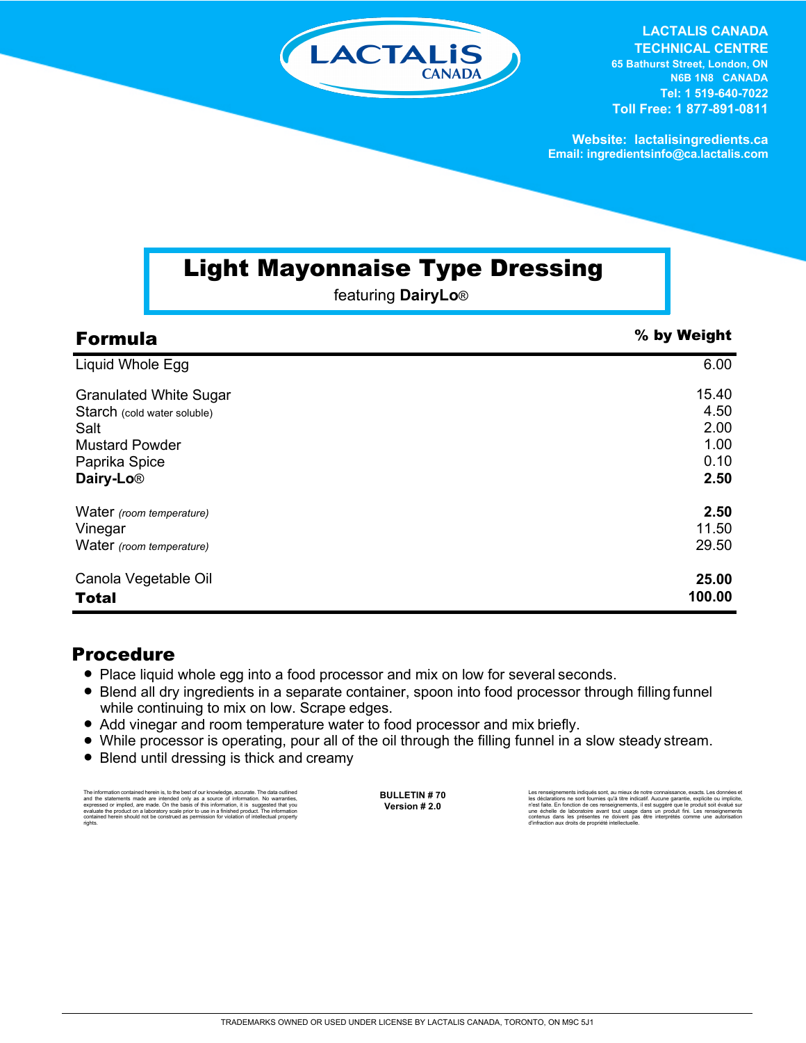LACTALIS CANADA
TECHNICAL CENTRE
65 Bathurst Street, London, ON
N6B 1N8 CANADA
Tel: 1 519-640-7022
Toll Free: 1 877-891-0811

Website: lactalisingredients.ca
Email: ingredientsinfo@ca.lactalis.com

# Light Mayonnaise Type Dressing

featuring **DairyLo**®

## Formula

| Formula | % by Weight |
|---|---|
| Liquid Whole Egg | 6.00 |
| Granulated White Sugar | 15.40 |
| Starch (cold water soluble) | 4.50 |
| Salt | 2.00 |
| Mustard Powder | 1.00 |
| Paprika Spice | 0.10 |
| **Dairy-Lo**® | **2.50** |
| Water *(room temperature)* | **2.50** |
| Vinegar | 11.50 |
| Water *(room temperature)* | 29.50 |
| Canola Vegetable Oil | **25.00** |
| **Total** | **100.00** |

## Procedure

- Place liquid whole egg into a food processor and mix on low for several seconds.
- Blend all dry ingredients in a separate container, spoon into food processor through filling funnel while continuing to mix on low. Scrape edges.
- Add vinegar and room temperature water to food processor and mix briefly.
- While processor is operating, pour all of the oil through the filling funnel in a slow steady stream.
- Blend until dressing is thick and creamy

The information contained herein is, to the best of our knowledge, accurate. The data outlined and the statements made are intended only as a source of information. No warranties, expressed or implied, are made. On the basis of this information, it is suggested that you evaluate the product on a laboratory scale prior to use in a finished product. The information contained herein should not be construed as permission for violation of intellectual property rights.

**BULLETIN # 70**
**Version # 2.0**

Les renseignements indiqués sont, au mieux de notre connaissance, exacts. Les données et les déclarations ne sont fournies qu'à titre indicatif. Aucune garantie, explicite ou implicite, n'est faite. En fonction de ces renseignements, il est suggéré que le produit soit évalué sur une échelle de laboratoire avant tout usage dans un produit fini. Les renseignements contenus dans les présentes ne doivent pas être interprétés comme une autorisation d'infraction aux droits de propriété intellectuelle.

TRADEMARKS OWNED OR USED UNDER LICENSE BY LACTALIS CANADA, TORONTO, ON M9C 5J1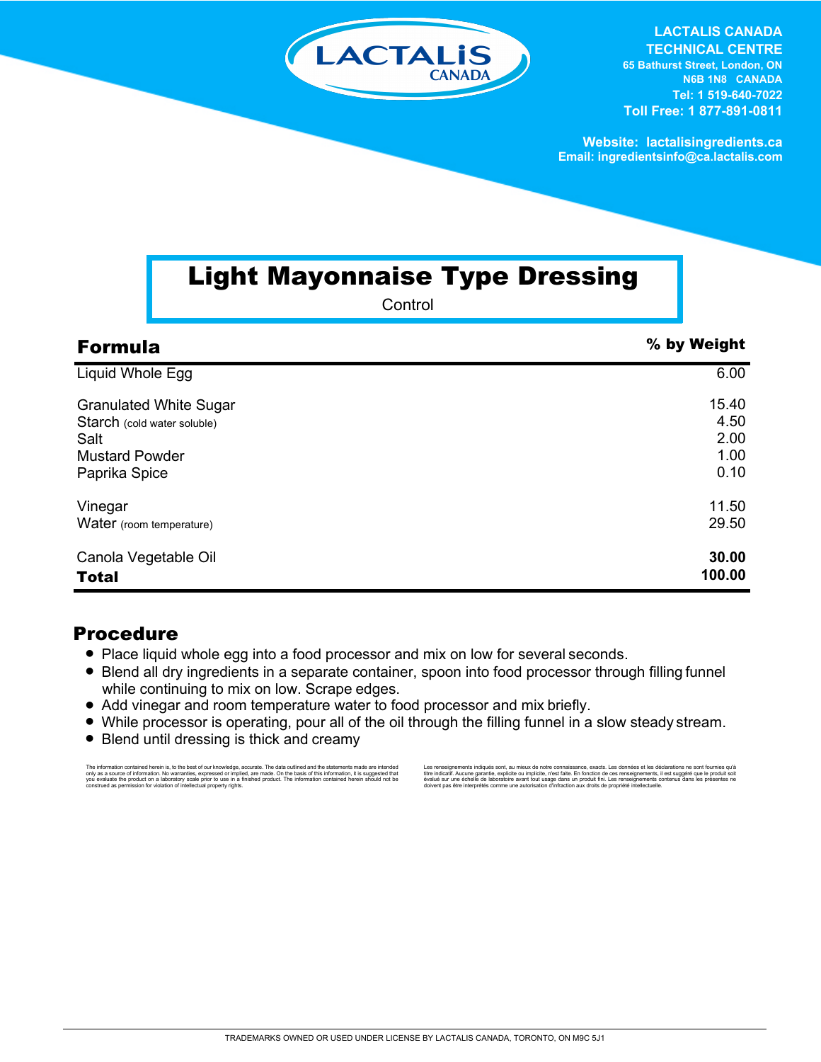LACTALIS CANADA
CANADA

**LACTALIS CANADA TECHNICAL CENTRE**
65 Bathurst Street, London, ON
N6B 1N8 CANADA
Tel: 1 519-640-7022
Toll Free: 1 877-891-0811

Website: lactalisingredients.ca
Email: ingredientsinfo@ca.lactalis.com

# Light Mayonnaise Type Dressing

Control

| Formula | % by Weight |
|---|---|
| Liquid Whole Egg | 6.00 |
| Granulated White Sugar | 15.40 |
| Starch (cold water soluble) | 4.50 |
| Salt | 2.00 |
| Mustard Powder | 1.00 |
| Paprika Spice | 0.10 |
| Vinegar | 11.50 |
| Water (room temperature) | 29.50 |
| Canola Vegetable Oil | **30.00** |
| **Total** | **100.00** |

## Procedure

- Place liquid whole egg into a food processor and mix on low for several seconds.
- Blend all dry ingredients in a separate container, spoon into food processor through filling funnel while continuing to mix on low. Scrape edges.
- Add vinegar and room temperature water to food processor and mix briefly.
- While processor is operating, pour all of the oil through the filling funnel in a slow steady stream.
- Blend until dressing is thick and creamy

The information contained herein is, to the best of our knowledge, accurate. The data outlined and the statements made are intended only as a source of information. No warranties, expressed or implied, are made. On the basis of this information, it is suggested that you evaluate the product on a laboratory scale prior to use in a finished product. The information contained herein should not be construed as permission for violation of intellectual property rights.

Les renseignements indiqués sont, au mieux de notre connaissance, exacts. Les données et les déclarations ne sont fournies qu'à titre indicatif. Aucune garantie, explicite ou implicite, n'est faite. En fonction de ces renseignements, il est suggéré que le produit soit évalué sur une échelle de laboratoire avant tout usage dans un produit fini. Les renseignements contenus dans les présentes ne doivent pas être interprétés comme une autorisation d'infraction aux droits de propriété intellectuelle.

TRADEMARKS OWNED OR USED UNDER LICENSE BY LACTALIS CANADA, TORONTO, ON M9C 5J1